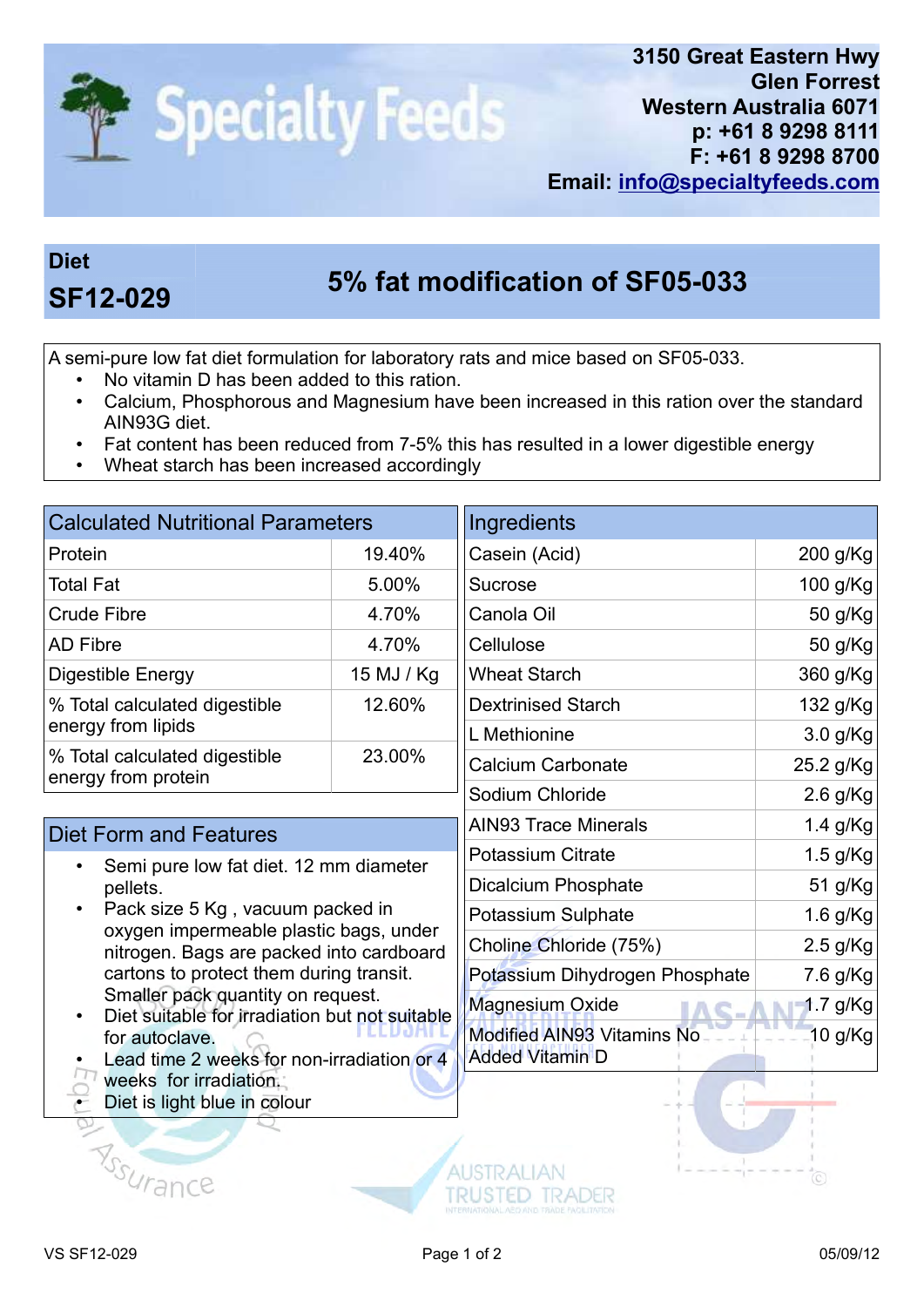# Specialty Feeds

3150 Great Eastern Hwy
Glen Forrest
Western Australia 6071
p: +61 8 9298 8111
F: +61 8 9298 8700
Email: info@specialtyfeeds.com

## Diet SF12-029 — 5% fat modification of SF05-033

A semi-pure low fat diet formulation for laboratory rats and mice based on SF05-033.

- No vitamin D has been added to this ration.
- Calcium, Phosphorous and Magnesium have been increased in this ration over the standard AIN93G diet.
- Fat content has been reduced from 7-5% this has resulted in a lower digestible energy
- Wheat starch has been increased accordingly

### Calculated Nutritional Parameters

| Parameter | Value |
|---|---|
| Protein | 19.40% |
| Total Fat | 5.00% |
| Crude Fibre | 4.70% |
| AD Fibre | 4.70% |
| Digestible Energy | 15 MJ / Kg |
| % Total calculated digestible energy from lipids | 12.60% |
| % Total calculated digestible energy from protein | 23.00% |

### Ingredients

| Ingredient | Amount |
|---|---|
| Casein (Acid) | 200 g/Kg |
| Sucrose | 100 g/Kg |
| Canola Oil | 50 g/Kg |
| Cellulose | 50 g/Kg |
| Wheat Starch | 360 g/Kg |
| Dextrinised Starch | 132 g/Kg |
| L Methionine | 3.0 g/Kg |
| Calcium Carbonate | 25.2 g/Kg |
| Sodium Chloride | 2.6 g/Kg |
| AIN93 Trace Minerals | 1.4 g/Kg |
| Potassium Citrate | 1.5 g/Kg |
| Dicalcium Phosphate | 51 g/Kg |
| Potassium Sulphate | 1.6 g/Kg |
| Choline Chloride (75%) | 2.5 g/Kg |
| Potassium Dihydrogen Phosphate | 7.6 g/Kg |
| Magnesium Oxide | 1.7 g/Kg |
| Modified AIN93 Vitamins No Added Vitamin D | 10 g/Kg |

### Diet Form and Features

- Semi pure low fat diet. 12 mm diameter pellets.
- Pack size 5 Kg , vacuum packed in oxygen impermeable plastic bags, under nitrogen. Bags are packed into cardboard cartons to protect them during transit. Smaller pack quantity on request.
- Diet suitable for irradiation but not suitable for autoclave.
- Lead time 2 weeks for non-irradiation or 4 weeks for irradiation.
- Diet is light blue in colour

VS SF12-029 05/09/12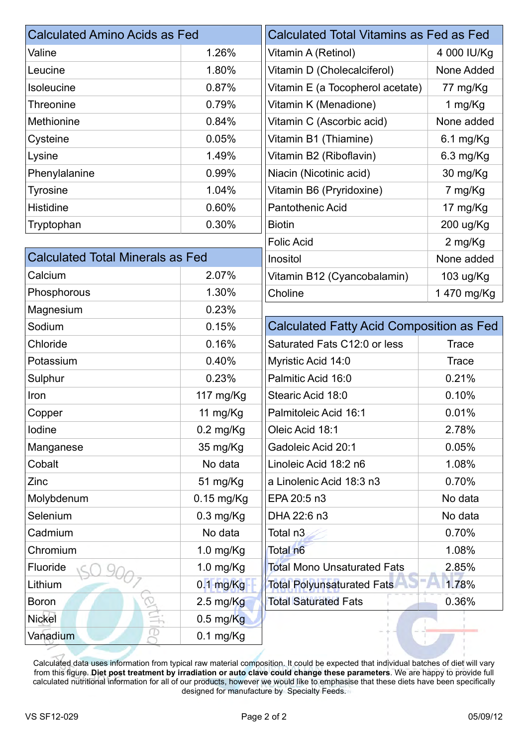| Calculated Amino Acids as Fed | |
|---|---|
| Valine | 1.26% |
| Leucine | 1.80% |
| Isoleucine | 0.87% |
| Threonine | 0.79% |
| Methionine | 0.84% |
| Cysteine | 0.05% |
| Lysine | 1.49% |
| Phenylalanine | 0.99% |
| Tyrosine | 1.04% |
| Histidine | 0.60% |
| Tryptophan | 0.30% |

| Calculated Total Minerals as Fed | |
|---|---|
| Calcium | 2.07% |
| Phosphorous | 1.30% |
| Magnesium | 0.23% |
| Sodium | 0.15% |
| Chloride | 0.16% |
| Potassium | 0.40% |
| Sulphur | 0.23% |
| Iron | 117 mg/Kg |
| Copper | 11 mg/Kg |
| Iodine | 0.2 mg/Kg |
| Manganese | 35 mg/Kg |
| Cobalt | No data |
| Zinc | 51 mg/Kg |
| Molybdenum | 0.15 mg/Kg |
| Selenium | 0.3 mg/Kg |
| Cadmium | No data |
| Chromium | 1.0 mg/Kg |
| Fluoride | 1.0 mg/Kg |
| Lithium | 0.1 mg/Kg |
| Boron | 2.5 mg/Kg |
| Nickel | 0.5 mg/Kg |
| Vanadium | 0.1 mg/Kg |

| Calculated Total Vitamins as Fed as Fed | |
|---|---|
| Vitamin A (Retinol) | 4 000 IU/Kg |
| Vitamin D (Cholecalciferol) | None Added |
| Vitamin E (a Tocopherol acetate) | 77 mg/Kg |
| Vitamin K (Menadione) | 1 mg/Kg |
| Vitamin C (Ascorbic acid) | None added |
| Vitamin B1 (Thiamine) | 6.1 mg/Kg |
| Vitamin B2 (Riboflavin) | 6.3 mg/Kg |
| Niacin (Nicotinic acid) | 30 mg/Kg |
| Vitamin B6 (Pryridoxine) | 7 mg/Kg |
| Pantothenic Acid | 17 mg/Kg |
| Biotin | 200 ug/Kg |
| Folic Acid | 2 mg/Kg |
| Inositol | None added |
| Vitamin B12 (Cyancobalamin) | 103 ug/Kg |
| Choline | 1 470 mg/Kg |

| Calculated Fatty Acid Composition as Fed | |
|---|---|
| Saturated Fats C12:0 or less | Trace |
| Myristic Acid 14:0 | Trace |
| Palmitic Acid 16:0 | 0.21% |
| Stearic Acid 18:0 | 0.10% |
| Palmitoleic Acid 16:1 | 0.01% |
| Oleic Acid 18:1 | 2.78% |
| Gadoleic Acid 20:1 | 0.05% |
| Linoleic Acid 18:2 n6 | 1.08% |
| a Linolenic Acid 18:3 n3 | 0.70% |
| EPA 20:5 n3 | No data |
| DHA 22:6 n3 | No data |
| Total n3 | 0.70% |
| Total n6 | 1.08% |
| Total Mono Unsaturated Fats | 2.85% |
| Total Polyunsaturated Fats | 1.78% |
| Total Saturated Fats | 0.36% |

Calculated data uses information from typical raw material composition. It could be expected that individual batches of diet will vary from this figure. **Diet post treatment by irradiation or auto clave could change these parameters**. We are happy to provide full calculated nutritional information for all of our products, however we would like to emphasise that these diets have been specifically designed for manufacture by Specialty Feeds.

VS SF12-029 05/09/12